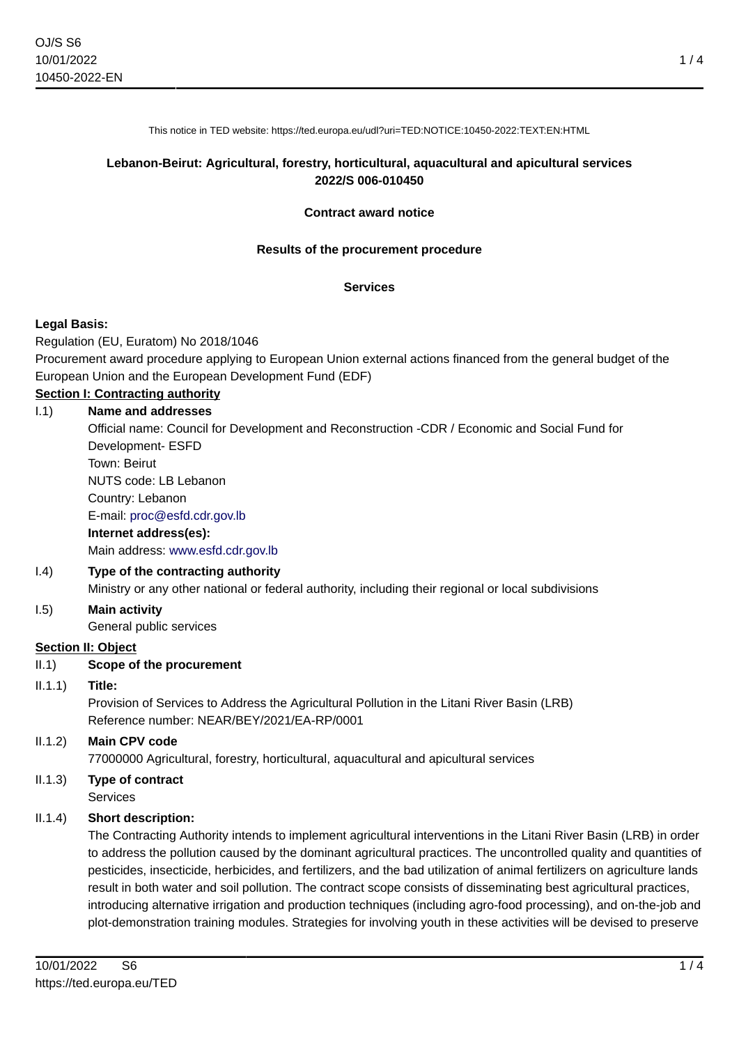This notice in TED website: https://ted.europa.eu/udl?uri=TED:NOTICE:10450-2022:TEXT:EN:HTML

**Lebanon-Beirut: Agricultural, forestry, horticultural, aquacultural and apicultural services**
**2022/S 006-010450**

**Contract award notice**

**Results of the procurement procedure**

**Services**

**Legal Basis:**
Regulation (EU, Euratom) No 2018/1046
Procurement award procedure applying to European Union external actions financed from the general budget of the European Union and the European Development Fund (EDF)

**Section I: Contracting authority**

I.1) **Name and addresses**
Official name: Council for Development and Reconstruction -CDR / Economic and Social Fund for Development- ESFD
Town: Beirut
NUTS code: LB Lebanon
Country: Lebanon
E-mail: proc@esfd.cdr.gov.lb
**Internet address(es):**
Main address: www.esfd.cdr.gov.lb

I.4) **Type of the contracting authority**
Ministry or any other national or federal authority, including their regional or local subdivisions

I.5) **Main activity**
General public services

**Section II: Object**

II.1) **Scope of the procurement**

II.1.1) **Title:**
Provision of Services to Address the Agricultural Pollution in the Litani River Basin (LRB)
Reference number: NEAR/BEY/2021/EA-RP/0001

II.1.2) **Main CPV code**
77000000 Agricultural, forestry, horticultural, aquacultural and apicultural services

II.1.3) **Type of contract**
Services

II.1.4) **Short description:**
The Contracting Authority intends to implement agricultural interventions in the Litani River Basin (LRB) in order to address the pollution caused by the dominant agricultural practices. The uncontrolled quality and quantities of pesticides, insecticide, herbicides, and fertilizers, and the bad utilization of animal fertilizers on agriculture lands result in both water and soil pollution. The contract scope consists of disseminating best agricultural practices, introducing alternative irrigation and production techniques (including agro-food processing), and on-the-job and plot-demonstration training modules. Strategies for involving youth in these activities will be devised to preserve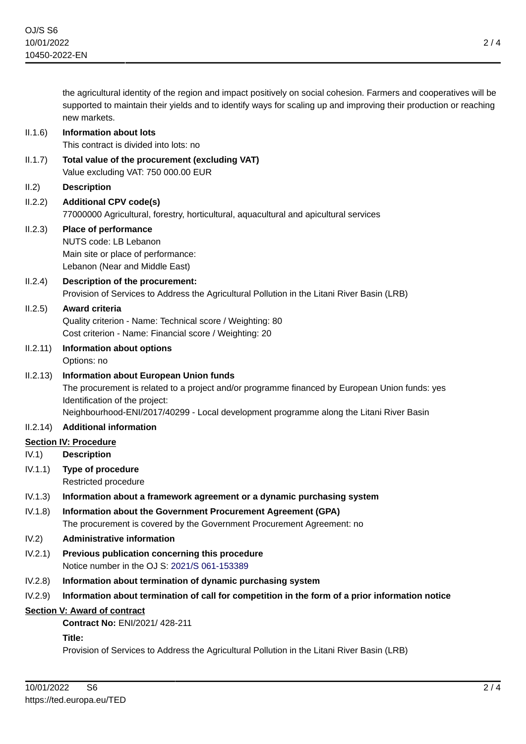the agricultural identity of the region and impact positively on social cohesion. Farmers and cooperatives will be supported to maintain their yields and to identify ways for scaling up and improving their production or reaching new markets.

II.1.6) **Information about lots**
This contract is divided into lots: no

II.1.7) **Total value of the procurement (excluding VAT)**
Value excluding VAT: 750 000.00 EUR

II.2) **Description**

II.2.2) **Additional CPV code(s)**
77000000 Agricultural, forestry, horticultural, aquacultural and apicultural services

II.2.3) **Place of performance**
NUTS code: LB Lebanon
Main site or place of performance:
Lebanon (Near and Middle East)

II.2.4) **Description of the procurement:**
Provision of Services to Address the Agricultural Pollution in the Litani River Basin (LRB)

II.2.5) **Award criteria**
Quality criterion - Name: Technical score / Weighting: 80
Cost criterion - Name: Financial score / Weighting: 20

II.2.11) **Information about options**
Options: no

II.2.13) **Information about European Union funds**
The procurement is related to a project and/or programme financed by European Union funds: yes
Identification of the project:
Neighbourhood-ENI/2017/40299 - Local development programme along the Litani River Basin

II.2.14) **Additional information**

## Section IV: Procedure

IV.1) **Description**

IV.1.1) **Type of procedure**
Restricted procedure

IV.1.3) **Information about a framework agreement or a dynamic purchasing system**

IV.1.8) **Information about the Government Procurement Agreement (GPA)**
The procurement is covered by the Government Procurement Agreement: no

IV.2) **Administrative information**

IV.2.1) **Previous publication concerning this procedure**
Notice number in the OJ S: 2021/S 061-153389

IV.2.8) **Information about termination of dynamic purchasing system**

IV.2.9) **Information about termination of call for competition in the form of a prior information notice**

## Section V: Award of contract

**Contract No:** ENI/2021/ 428-211

**Title:**

Provision of Services to Address the Agricultural Pollution in the Litani River Basin (LRB)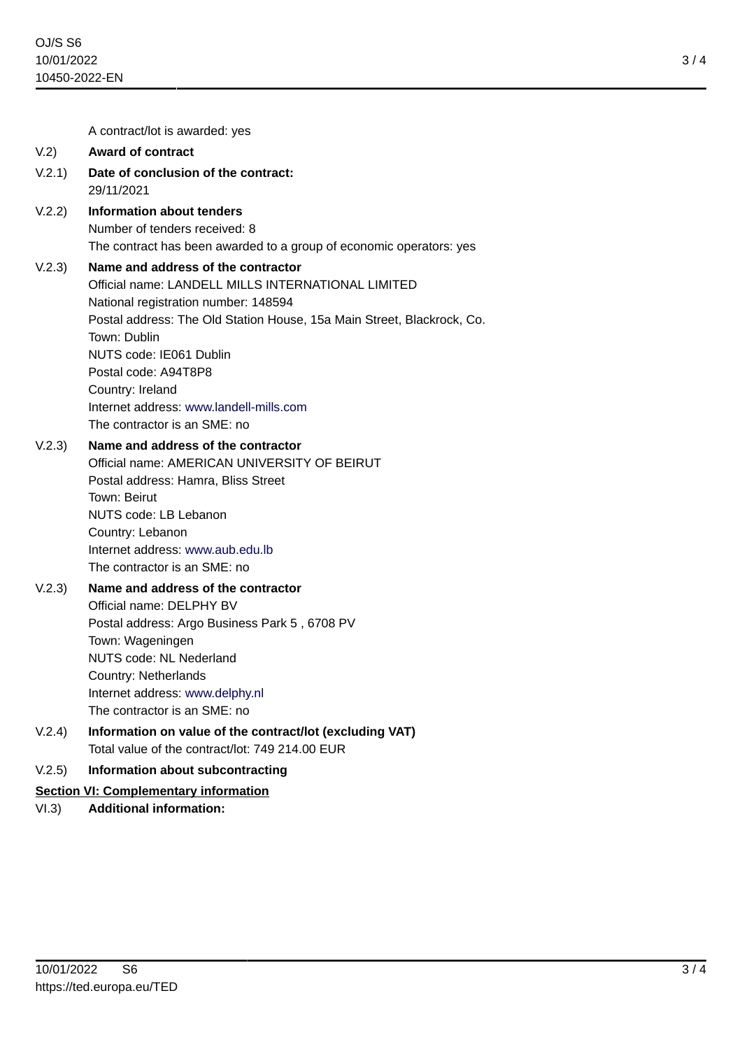A contract/lot is awarded: yes

V.2) **Award of contract**

V.2.1) **Date of conclusion of the contract:**
29/11/2021

V.2.2) **Information about tenders**
Number of tenders received: 8
The contract has been awarded to a group of economic operators: yes

V.2.3) **Name and address of the contractor**
Official name: LANDELL MILLS INTERNATIONAL LIMITED
National registration number: 148594
Postal address: The Old Station House, 15a Main Street, Blackrock, Co.
Town: Dublin
NUTS code: IE061 Dublin
Postal code: A94T8P8
Country: Ireland
Internet address: www.landell-mills.com
The contractor is an SME: no

V.2.3) **Name and address of the contractor**
Official name: AMERICAN UNIVERSITY OF BEIRUT
Postal address: Hamra, Bliss Street
Town: Beirut
NUTS code: LB Lebanon
Country: Lebanon
Internet address: www.aub.edu.lb
The contractor is an SME: no

V.2.3) **Name and address of the contractor**
Official name: DELPHY BV
Postal address: Argo Business Park 5 , 6708 PV
Town: Wageningen
NUTS code: NL Nederland
Country: Netherlands
Internet address: www.delphy.nl
The contractor is an SME: no

V.2.4) **Information on value of the contract/lot (excluding VAT)**
Total value of the contract/lot: 749 214.00 EUR

V.2.5) **Information about subcontracting**

## Section VI: Complementary information

VI.3) **Additional information:**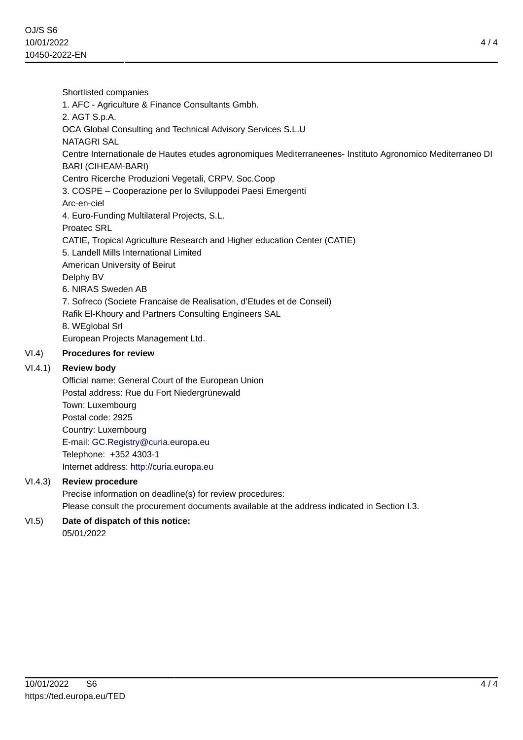Shortlisted companies

1. AFC - Agriculture & Finance Consultants Gmbh.

2. AGT S.p.A.

OCA Global Consulting and Technical Advisory Services S.L.U

NATAGRI SAL

Centre Internationale de Hautes etudes agronomiques Mediterraneenes- Instituto Agronomico Mediterraneo DI BARI (CIHEAM-BARI)

Centro Ricerche Produzioni Vegetali, CRPV, Soc.Coop

3. COSPE – Cooperazione per lo Sviluppodei Paesi Emergenti

Arc-en-ciel

4. Euro-Funding Multilateral Projects, S.L.

Proatec SRL

CATIE, Tropical Agriculture Research and Higher education Center (CATIE)

5. Landell Mills International Limited

American University of Beirut

Delphy BV

6. NIRAS Sweden AB

7. Sofreco (Societe Francaise de Realisation, d'Etudes et de Conseil)

Rafik El-Khoury and Partners Consulting Engineers SAL

8. WEglobal Srl

European Projects Management Ltd.

## VI.4) Procedures for review

### VI.4.1) Review body

Official name: General Court of the European Union
Postal address: Rue du Fort Niedergrünewald
Town: Luxembourg
Postal code: 2925
Country: Luxembourg
E-mail: GC.Registry@curia.europa.eu
Telephone: +352 4303-1
Internet address: http://curia.europa.eu

### VI.4.3) Review procedure

Precise information on deadline(s) for review procedures:
Please consult the procurement documents available at the address indicated in Section I.3.

## VI.5) Date of dispatch of this notice:

05/01/2022